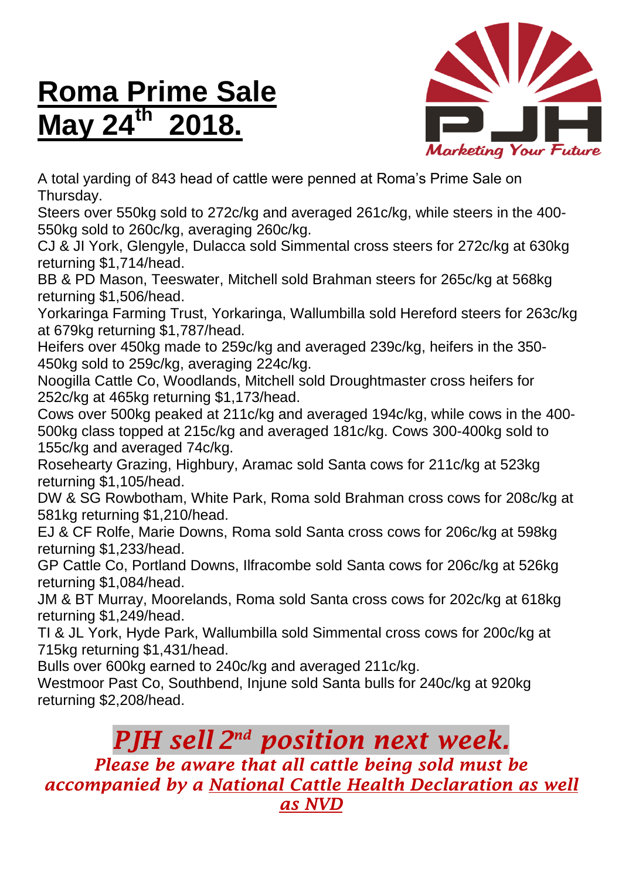# Roma Prime Sale May 24th 2018.

A total yarding of 843 head of cattle were penned at Roma's Prime Sale on Thursday.

Steers over 550kg sold to 272c/kg and averaged 261c/kg, while steers in the 400-550kg sold to 260c/kg, averaging 260c/kg.

CJ & JI York, Glengyle, Dulacca sold Simmental cross steers for 272c/kg at 630kg returning $1,714/head.

BB & PD Mason, Teeswater, Mitchell sold Brahman steers for 265c/kg at 568kg returning $1,506/head.

Yorkaringa Farming Trust, Yorkaringa, Wallumbilla sold Hereford steers for 263c/kg at 679kg returning $1,787/head.

Heifers over 450kg made to 259c/kg and averaged 239c/kg, heifers in the 350-450kg sold to 259c/kg, averaging 224c/kg.

Noogilla Cattle Co, Woodlands, Mitchell sold Droughtmaster cross heifers for 252c/kg at 465kg returning $1,173/head.

Cows over 500kg peaked at 211c/kg and averaged 194c/kg, while cows in the 400-500kg class topped at 215c/kg and averaged 181c/kg. Cows 300-400kg sold to 155c/kg and averaged 74c/kg.

Rosehearty Grazing, Highbury, Aramac sold Santa cows for 211c/kg at 523kg returning $1,105/head.

DW & SG Rowbotham, White Park, Roma sold Brahman cross cows for 208c/kg at 581kg returning $1,210/head.

EJ & CF Rolfe, Marie Downs, Roma sold Santa cross cows for 206c/kg at 598kg returning $1,233/head.

GP Cattle Co, Portland Downs, Ilfracombe sold Santa cows for 206c/kg at 526kg returning $1,084/head.

JM & BT Murray, Moorelands, Roma sold Santa cross cows for 202c/kg at 618kg returning $1,249/head.

TI & JL York, Hyde Park, Wallumbilla sold Simmental cross cows for 200c/kg at 715kg returning $1,431/head.

Bulls over 600kg earned to 240c/kg and averaged 211c/kg.

Westmoor Past Co, Southbend, Injune sold Santa bulls for 240c/kg at 920kg returning $2,208/head.

## *PJH sell 2nd position next week.*

***Please be aware that all cattle being sold must be accompanied by a National Cattle Health Declaration as well as NVD***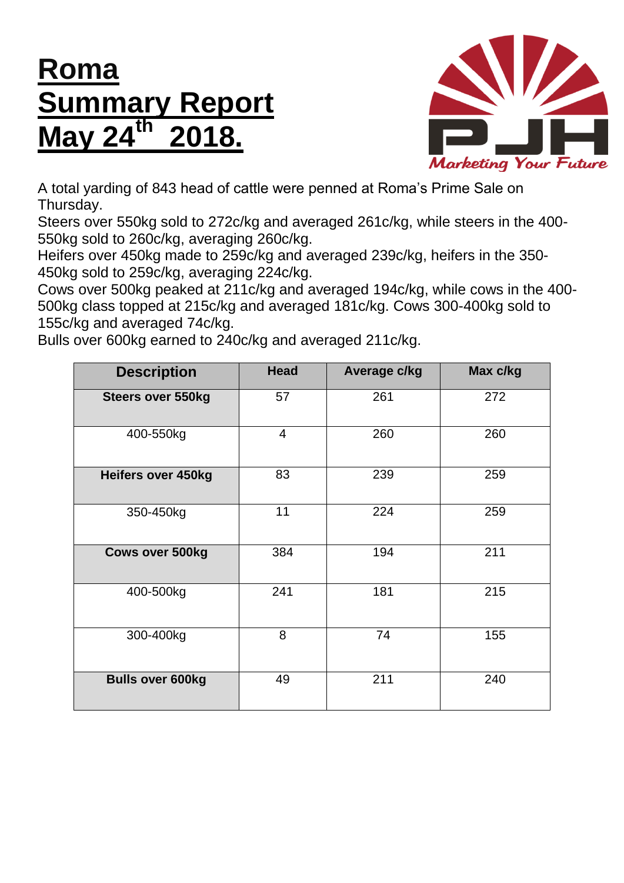# Roma Summary Report May 24th 2018.

A total yarding of 843 head of cattle were penned at Roma's Prime Sale on Thursday.

Steers over 550kg sold to 272c/kg and averaged 261c/kg, while steers in the 400-550kg sold to 260c/kg, averaging 260c/kg.

Heifers over 450kg made to 259c/kg and averaged 239c/kg, heifers in the 350-450kg sold to 259c/kg, averaging 224c/kg.

Cows over 500kg peaked at 211c/kg and averaged 194c/kg, while cows in the 400-500kg class topped at 215c/kg and averaged 181c/kg. Cows 300-400kg sold to 155c/kg and averaged 74c/kg.

Bulls over 600kg earned to 240c/kg and averaged 211c/kg.

| Description | Head | Average c/kg | Max c/kg |
|---|---|---|---|
| **Steers over 550kg** | 57 | 261 | 272 |
| 400-550kg | 4 | 260 | 260 |
| **Heifers over 450kg** | 83 | 239 | 259 |
| 350-450kg | 11 | 224 | 259 |
| **Cows over 500kg** | 384 | 194 | 211 |
| 400-500kg | 241 | 181 | 215 |
| 300-400kg | 8 | 74 | 155 |
| **Bulls over 600kg** | 49 | 211 | 240 |